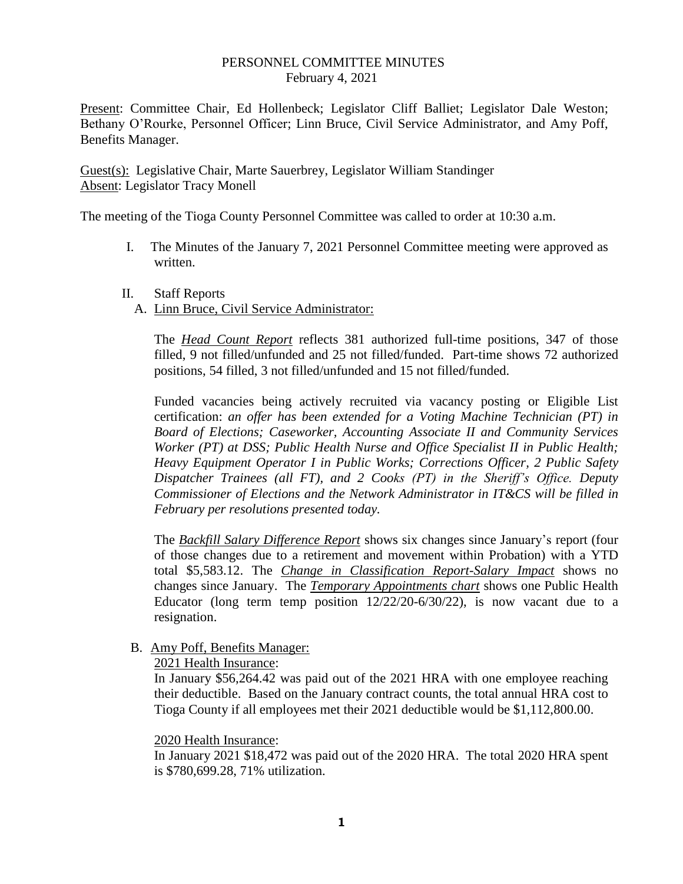# PERSONNEL COMMITTEE MINUTES
February 4, 2021

Present: Committee Chair, Ed Hollenbeck; Legislator Cliff Balliet; Legislator Dale Weston; Bethany O'Rourke, Personnel Officer; Linn Bruce, Civil Service Administrator, and Amy Poff, Benefits Manager.

Guest(s): Legislative Chair, Marte Sauerbrey, Legislator William Standinger
Absent: Legislator Tracy Monell

The meeting of the Tioga County Personnel Committee was called to order at 10:30 a.m.

I. The Minutes of the January 7, 2021 Personnel Committee meeting were approved as written.

II. Staff Reports

A. Linn Bruce, Civil Service Administrator:

The ***Head Count Report*** reflects 381 authorized full-time positions, 347 of those filled, 9 not filled/unfunded and 25 not filled/funded. Part-time shows 72 authorized positions, 54 filled, 3 not filled/unfunded and 15 not filled/funded.

Funded vacancies being actively recruited via vacancy posting or Eligible List certification: *an offer has been extended for a Voting Machine Technician (PT) in Board of Elections; Caseworker, Accounting Associate II and Community Services Worker (PT) at DSS; Public Health Nurse and Office Specialist II in Public Health; Heavy Equipment Operator I in Public Works; Corrections Officer, 2 Public Safety Dispatcher Trainees (all FT), and 2 Cooks (PT) in the Sheriff's Office. Deputy Commissioner of Elections and the Network Administrator in IT&CS will be filled in February per resolutions presented today.*

The ***Backfill Salary Difference Report*** shows six changes since January's report (four of those changes due to a retirement and movement within Probation) with a YTD total $5,583.12. The ***Change in Classification Report-Salary Impact*** shows no changes since January. The ***Temporary Appointments chart*** shows one Public Health Educator (long term temp position 12/22/20-6/30/22), is now vacant due to a resignation.

B. Amy Poff, Benefits Manager:

2021 Health Insurance:
In January $56,264.42 was paid out of the 2021 HRA with one employee reaching their deductible. Based on the January contract counts, the total annual HRA cost to Tioga County if all employees met their 2021 deductible would be $1,112,800.00.

2020 Health Insurance:
In January 2021 $18,472 was paid out of the 2020 HRA. The total 2020 HRA spent is $780,699.28, 71% utilization.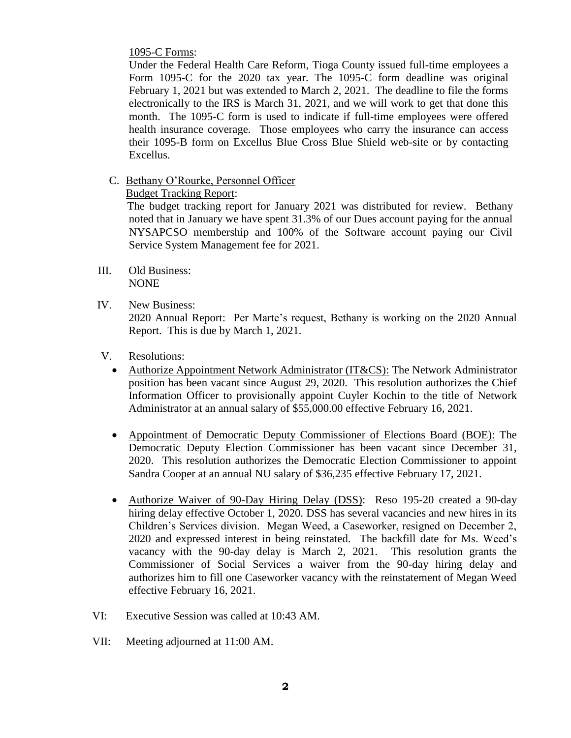1095-C Forms:

Under the Federal Health Care Reform, Tioga County issued full-time employees a Form 1095-C for the 2020 tax year. The 1095-C form deadline was original February 1, 2021 but was extended to March 2, 2021. The deadline to file the forms electronically to the IRS is March 31, 2021, and we will work to get that done this month. The 1095-C form is used to indicate if full-time employees were offered health insurance coverage. Those employees who carry the insurance can access their 1095-B form on Excellus Blue Cross Blue Shield web-site or by contacting Excellus.

C. Bethany O'Rourke, Personnel Officer

Budget Tracking Report:

The budget tracking report for January 2021 was distributed for review. Bethany noted that in January we have spent 31.3% of our Dues account paying for the annual NYSAPCSO membership and 100% of the Software account paying our Civil Service System Management fee for 2021.

III. Old Business:
NONE

IV. New Business:
2020 Annual Report: Per Marte's request, Bethany is working on the 2020 Annual Report. This is due by March 1, 2021.

V. Resolutions:

- Authorize Appointment Network Administrator (IT&CS): The Network Administrator position has been vacant since August 29, 2020. This resolution authorizes the Chief Information Officer to provisionally appoint Cuyler Kochin to the title of Network Administrator at an annual salary of $55,000.00 effective February 16, 2021.

- Appointment of Democratic Deputy Commissioner of Elections Board (BOE): The Democratic Deputy Election Commissioner has been vacant since December 31, 2020. This resolution authorizes the Democratic Election Commissioner to appoint Sandra Cooper at an annual NU salary of $36,235 effective February 17, 2021.

- Authorize Waiver of 90-Day Hiring Delay (DSS): Reso 195-20 created a 90-day hiring delay effective October 1, 2020. DSS has several vacancies and new hires in its Children's Services division. Megan Weed, a Caseworker, resigned on December 2, 2020 and expressed interest in being reinstated. The backfill date for Ms. Weed's vacancy with the 90-day delay is March 2, 2021. This resolution grants the Commissioner of Social Services a waiver from the 90-day hiring delay and authorizes him to fill one Caseworker vacancy with the reinstatement of Megan Weed effective February 16, 2021.

VI: Executive Session was called at 10:43 AM.

VII: Meeting adjourned at 11:00 AM.